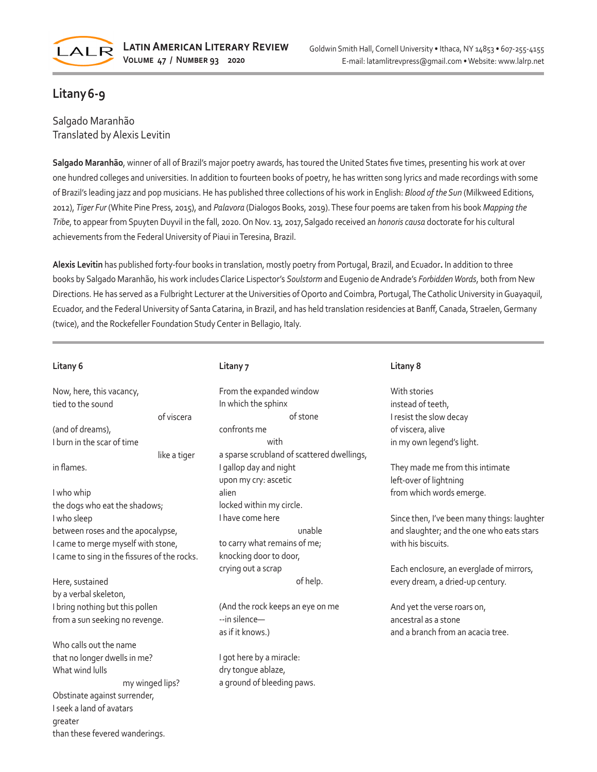# Litany 6-9

Salgado Maranhão
Translated by Alexis Levitin

**Salgado Maranhão**, winner of all of Brazil's major poetry awards, has toured the United States five times, presenting his work at over one hundred colleges and universities. In addition to fourteen books of poetry, he has written song lyrics and made recordings with some of Brazil's leading jazz and pop musicians. He has published three collections of his work in English: *Blood of the Sun* (Milkweed Editions, 2012), *Tiger Fur* (White Pine Press, 2015), and *Palavora* (Dialogos Books, 2019). These four poems are taken from his book *Mapping the Tribe*, to appear from Spuyten Duyvil in the fall, 2020. On Nov. 13, 2017, Salgado received an *honoris causa* doctorate for his cultural achievements from the Federal University of Piaui in Teresina, Brazil.

**Alexis Levitin** has published forty-four books in translation, mostly poetry from Portugal, Brazil, and Ecuador**.** In addition to three books by Salgado Maranhão, his work includes Clarice Lispector's *Soulstorm* and Eugenio de Andrade's *Forbidden Words*, both from New Directions. He has served as a Fulbright Lecturer at the Universities of Oporto and Coimbra, Portugal, The Catholic University in Guayaquil, Ecuador, and the Federal University of Santa Catarina, in Brazil, and has held translation residencies at Banff, Canada, Straelen, Germany (twice), and the Rockefeller Foundation Study Center in Bellagio, Italy.

---

### Litany 6

Now, here, this vacancy,  
tied to the sound  
                    of viscera  
(and of dreams),  
I burn in the scar of time  
                    like a tiger  
in flames.

I who whip  
the dogs who eat the shadows;  
I who sleep  
between roses and the apocalypse,  
I came to merge myself with stone,  
I came to sing in the fissures of the rocks.

Here, sustained  
by a verbal skeleton,  
I bring nothing but this pollen  
from a sun seeking no revenge.

Who calls out the name  
that no longer dwells in me?  
What wind lulls  
                    my winged lips?  
Obstinate against surrender,  
I seek a land of avatars  
greater  
than these fevered wanderings.

### Litany 7

From the expanded window  
In which the sphinx  
                    of stone  
confronts me  
          with  
a sparse scrubland of scattered dwellings,  
I gallop day and night  
upon my cry: ascetic  
alien  
locked within my circle.  
I have come here  
                    unable  
to carry what remains of me;  
knocking door to door,  
crying out a scrap  
                    of help.

(And the rock keeps an eye on me  
--in silence—  
as if it knows.)

I got here by a miracle:  
dry tongue ablaze,  
a ground of bleeding paws.

### Litany 8

With stories  
instead of teeth,  
I resist the slow decay  
of viscera, alive  
in my own legend's light.

They made me from this intimate  
left-over of lightning  
from which words emerge.

Since then, I've been many things: laughter  
and slaughter; and the one who eats stars  
with his biscuits.

Each enclosure, an everglade of mirrors,  
every dream, a dried-up century.

And yet the verse roars on,  
ancestral as a stone  
and a branch from an acacia tree.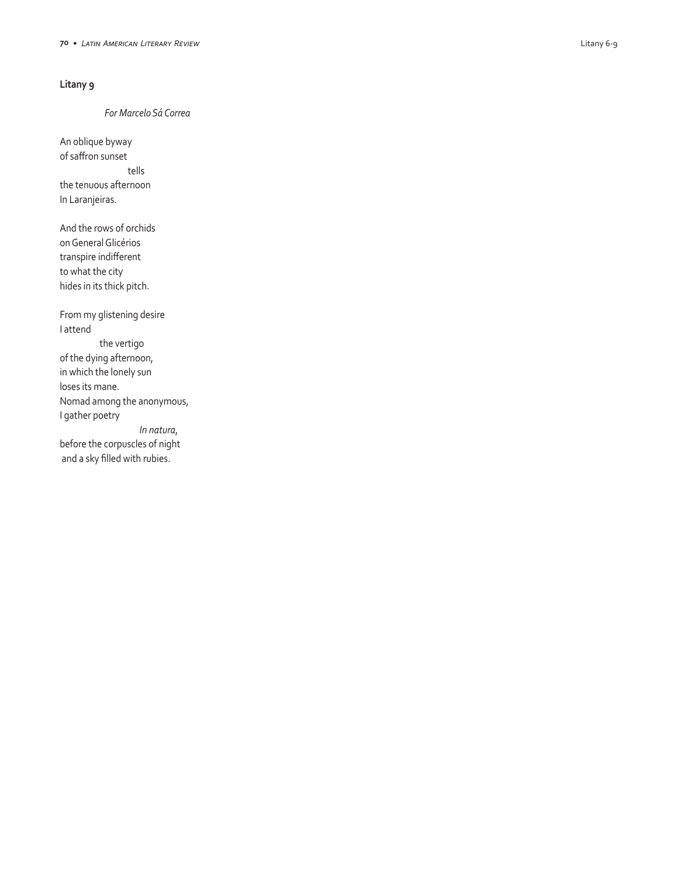**Litany 9**

*For Marcelo Sá Correa*

An oblique byway  
of saffron sunset  
tells  
the tenuous afternoon  
In Laranjeiras.

And the rows of orchids  
on General Glicérios  
transpire indifferent  
to what the city  
hides in its thick pitch.

From my glistening desire  
I attend  
the vertigo  
of the dying afternoon,  
in which the lonely sun  
loses its mane.  
Nomad among the anonymous,  
I gather poetry  
*In natura*,  
before the corpuscles of night  
and a sky filled with rubies.